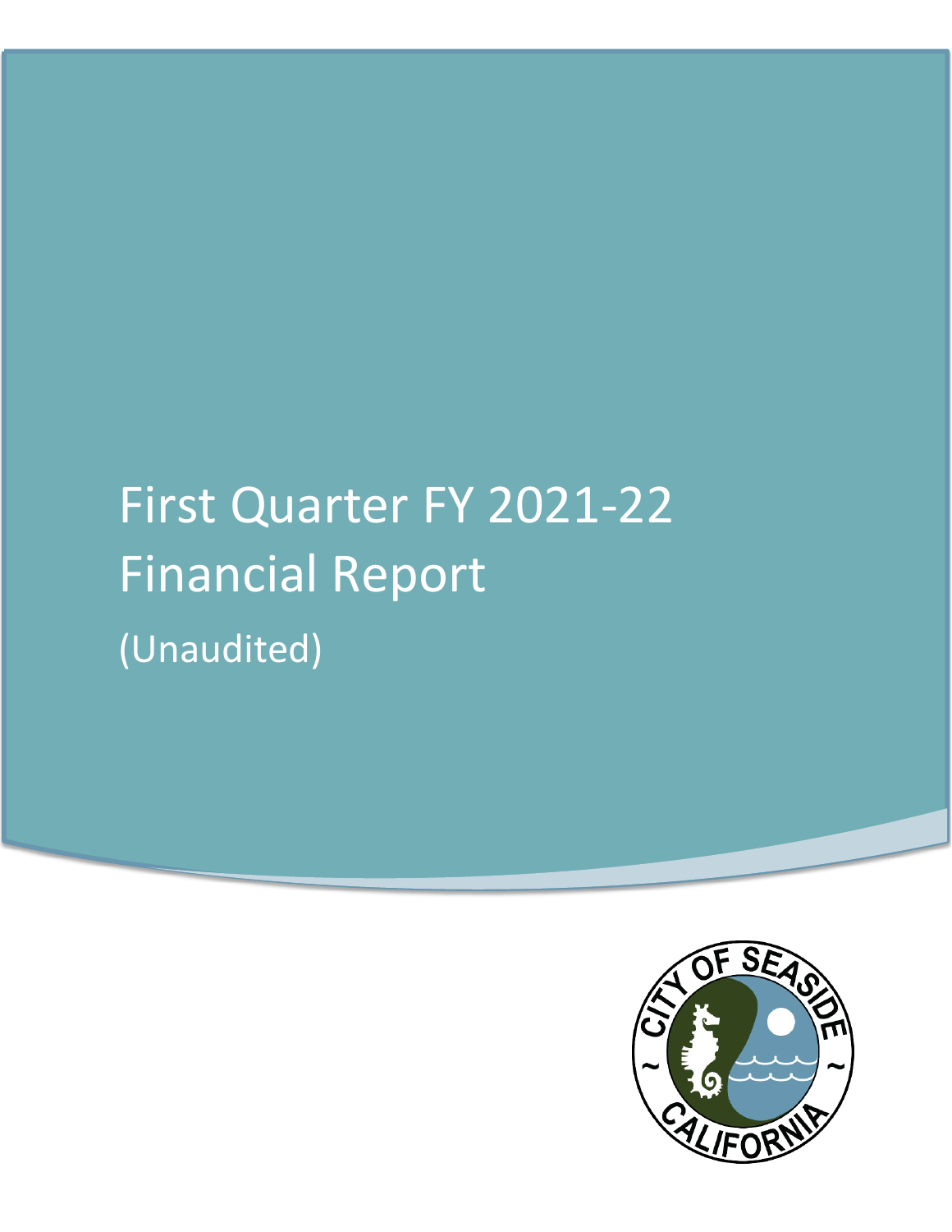# First Quarter FY 2021-22 Financial Report

(Unaudited)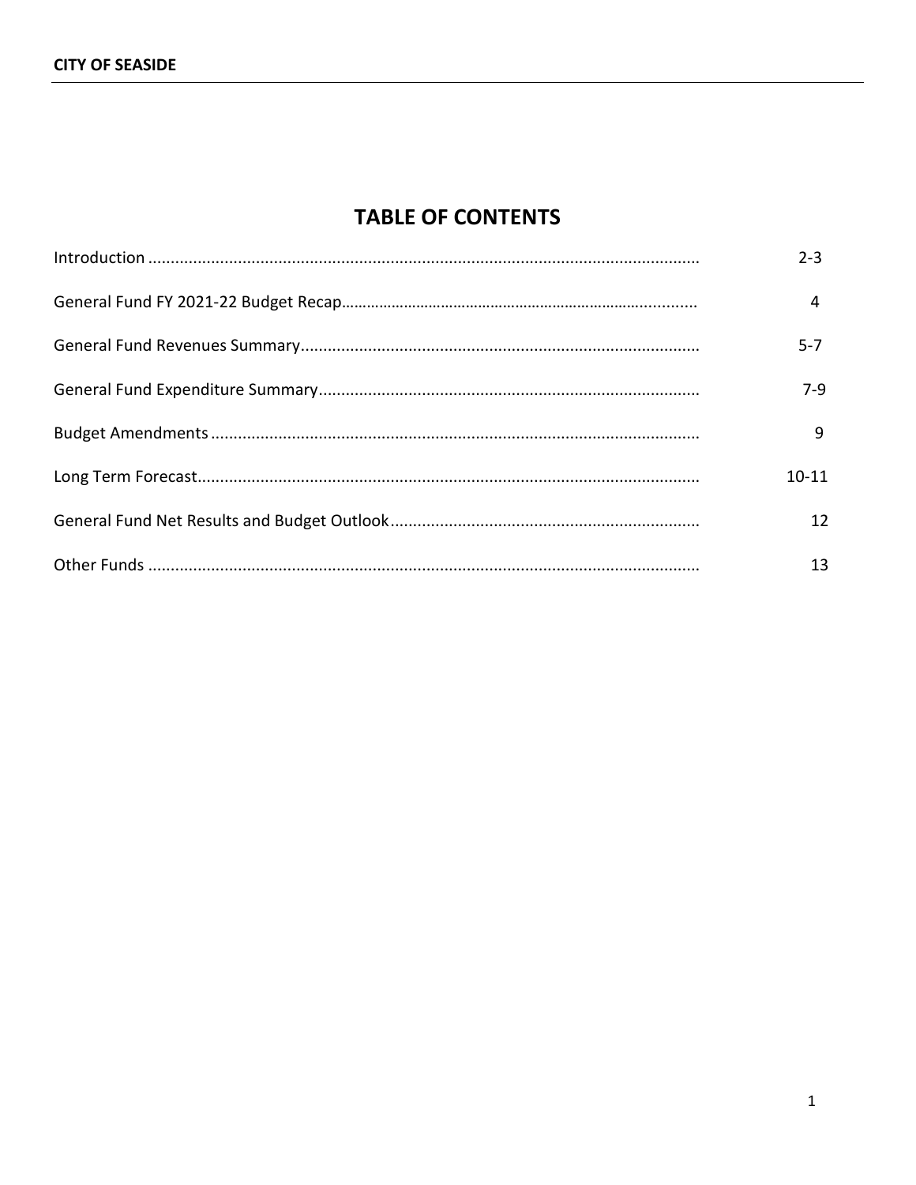# TABLE OF CONTENTS

| Section | Page |
|---|---|
| Introduction | 2-3 |
| General Fund FY 2021-22 Budget Recap | 4 |
| General Fund Revenues Summary | 5-7 |
| General Fund Expenditure Summary | 7-9 |
| Budget Amendments | 9 |
| Long Term Forecast | 10-11 |
| General Fund Net Results and Budget Outlook | 12 |
| Other Funds | 13 |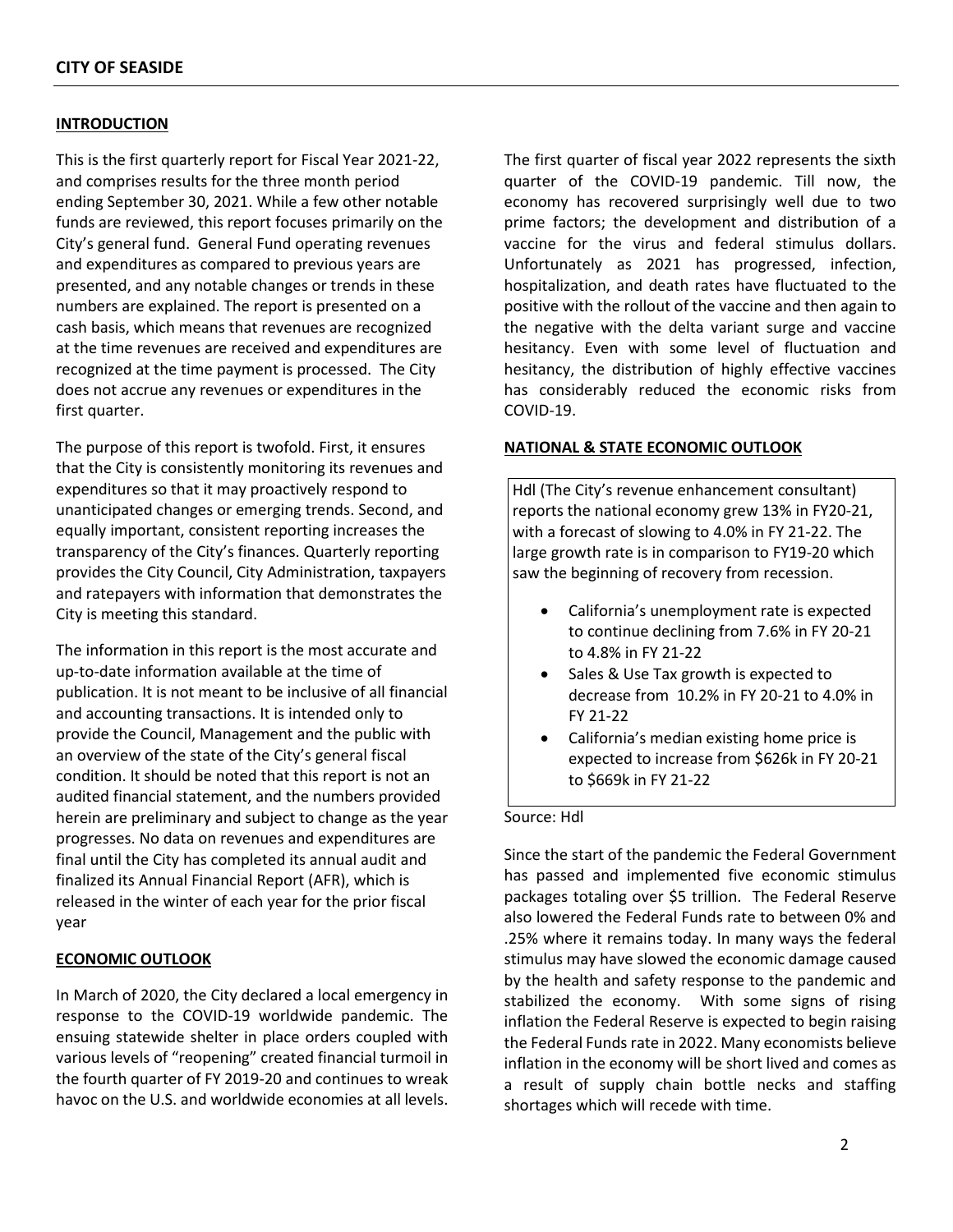## INTRODUCTION

This is the first quarterly report for Fiscal Year 2021-22, and comprises results for the three month period ending September 30, 2021. While a few other notable funds are reviewed, this report focuses primarily on the City's general fund. General Fund operating revenues and expenditures as compared to previous years are presented, and any notable changes or trends in these numbers are explained. The report is presented on a cash basis, which means that revenues are recognized at the time revenues are received and expenditures are recognized at the time payment is processed. The City does not accrue any revenues or expenditures in the first quarter.

The purpose of this report is twofold. First, it ensures that the City is consistently monitoring its revenues and expenditures so that it may proactively respond to unanticipated changes or emerging trends. Second, and equally important, consistent reporting increases the transparency of the City's finances. Quarterly reporting provides the City Council, City Administration, taxpayers and ratepayers with information that demonstrates the City is meeting this standard.

The information in this report is the most accurate and up-to-date information available at the time of publication. It is not meant to be inclusive of all financial and accounting transactions. It is intended only to provide the Council, Management and the public with an overview of the state of the City's general fiscal condition. It should be noted that this report is not an audited financial statement, and the numbers provided herein are preliminary and subject to change as the year progresses. No data on revenues and expenditures are final until the City has completed its annual audit and finalized its Annual Financial Report (AFR), which is released in the winter of each year for the prior fiscal year

## ECONOMIC OUTLOOK

In March of 2020, the City declared a local emergency in response to the COVID-19 worldwide pandemic. The ensuing statewide shelter in place orders coupled with various levels of "reopening" created financial turmoil in the fourth quarter of FY 2019-20 and continues to wreak havoc on the U.S. and worldwide economies at all levels.

The first quarter of fiscal year 2022 represents the sixth quarter of the COVID-19 pandemic. Till now, the economy has recovered surprisingly well due to two prime factors; the development and distribution of a vaccine for the virus and federal stimulus dollars. Unfortunately as 2021 has progressed, infection, hospitalization, and death rates have fluctuated to the positive with the rollout of the vaccine and then again to the negative with the delta variant surge and vaccine hesitancy. Even with some level of fluctuation and hesitancy, the distribution of highly effective vaccines has considerably reduced the economic risks from COVID-19.

## NATIONAL & STATE ECONOMIC OUTLOOK

Hdl (The City's revenue enhancement consultant) reports the national economy grew 13% in FY20-21, with a forecast of slowing to 4.0% in FY 21-22. The large growth rate is in comparison to FY19-20 which saw the beginning of recovery from recession.

- California's unemployment rate is expected to continue declining from 7.6% in FY 20-21 to 4.8% in FY 21-22
- Sales & Use Tax growth is expected to decrease from 10.2% in FY 20-21 to 4.0% in FY 21-22
- California's median existing home price is expected to increase from $626k in FY 20-21 to $669k in FY 21-22

Source: Hdl

Since the start of the pandemic the Federal Government has passed and implemented five economic stimulus packages totaling over $5 trillion. The Federal Reserve also lowered the Federal Funds rate to between 0% and .25% where it remains today. In many ways the federal stimulus may have slowed the economic damage caused by the health and safety response to the pandemic and stabilized the economy. With some signs of rising inflation the Federal Reserve is expected to begin raising the Federal Funds rate in 2022. Many economists believe inflation in the economy will be short lived and comes as a result of supply chain bottle necks and staffing shortages which will recede with time.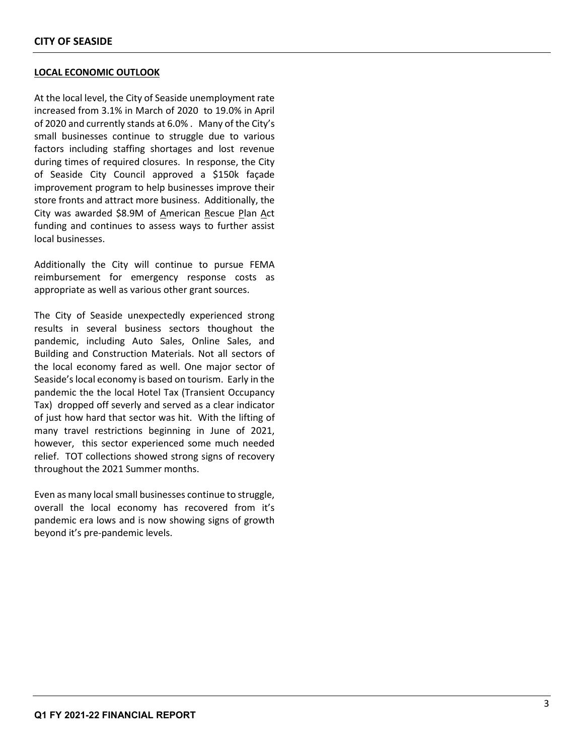## LOCAL ECONOMIC OUTLOOK

At the local level, the City of Seaside unemployment rate increased from 3.1% in March of 2020 to 19.0% in April of 2020 and currently stands at 6.0% . Many of the City's small businesses continue to struggle due to various factors including staffing shortages and lost revenue during times of required closures. In response, the City of Seaside City Council approved a $150k façade improvement program to help businesses improve their store fronts and attract more business. Additionally, the City was awarded $8.9M of American Rescue Plan Act funding and continues to assess ways to further assist local businesses.

Additionally the City will continue to pursue FEMA reimbursement for emergency response costs as appropriate as well as various other grant sources.

The City of Seaside unexpectedly experienced strong results in several business sectors thoughout the pandemic, including Auto Sales, Online Sales, and Building and Construction Materials. Not all sectors of the local economy fared as well. One major sector of Seaside's local economy is based on tourism. Early in the pandemic the the local Hotel Tax (Transient Occupancy Tax) dropped off severly and served as a clear indicator of just how hard that sector was hit. With the lifting of many travel restrictions beginning in June of 2021, however, this sector experienced some much needed relief. TOT collections showed strong signs of recovery throughout the 2021 Summer months.

Even as many local small businesses continue to struggle, overall the local economy has recovered from it's pandemic era lows and is now showing signs of growth beyond it's pre-pandemic levels.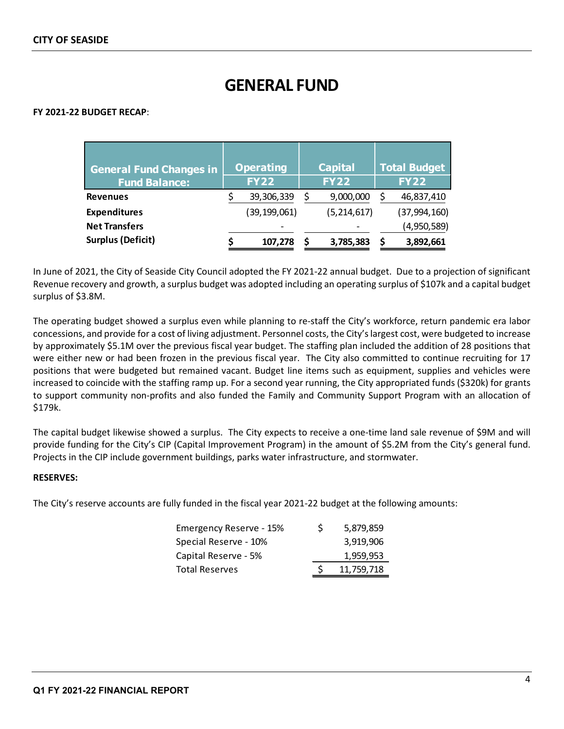# GENERAL FUND

**FY 2021-22 BUDGET RECAP**:

| General Fund Changes in Fund Balance: | Operating FY22 | Capital FY22 | Total Budget FY22 |
|---|---|---|---|
| **Revenues** | $ 39,306,339 | $ 9,000,000 | $ 46,837,410 |
| **Expenditures** | (39,199,061) | (5,214,617) | (37,994,160) |
| **Net Transfers** | - | - | (4,950,589) |
| **Surplus (Deficit)** | **$ 107,278** | **$ 3,785,383** | **$ 3,892,661** |

In June of 2021, the City of Seaside City Council adopted the FY 2021-22 annual budget. Due to a projection of significant Revenue recovery and growth, a surplus budget was adopted including an operating surplus of $107k and a capital budget surplus of $3.8M.

The operating budget showed a surplus even while planning to re-staff the City's workforce, return pandemic era labor concessions, and provide for a cost of living adjustment. Personnel costs, the City's largest cost, were budgeted to increase by approximately $5.1M over the previous fiscal year budget. The staffing plan included the addition of 28 positions that were either new or had been frozen in the previous fiscal year. The City also committed to continue recruiting for 17 positions that were budgeted but remained vacant. Budget line items such as equipment, supplies and vehicles were increased to coincide with the staffing ramp up. For a second year running, the City appropriated funds ($320k) for grants to support community non-profits and also funded the Family and Community Support Program with an allocation of $179k.

The capital budget likewise showed a surplus. The City expects to receive a one-time land sale revenue of $9M and will provide funding for the City's CIP (Capital Improvement Program) in the amount of $5.2M from the City's general fund. Projects in the CIP include government buildings, parks water infrastructure, and stormwater.

**RESERVES:**

The City's reserve accounts are fully funded in the fiscal year 2021-22 budget at the following amounts:

| Reserve | Amount |
|---|---|
| Emergency Reserve - 15% | $ 5,879,859 |
| Special Reserve - 10% | 3,919,906 |
| Capital Reserve - 5% | 1,959,953 |
| Total Reserves | $ 11,759,718 |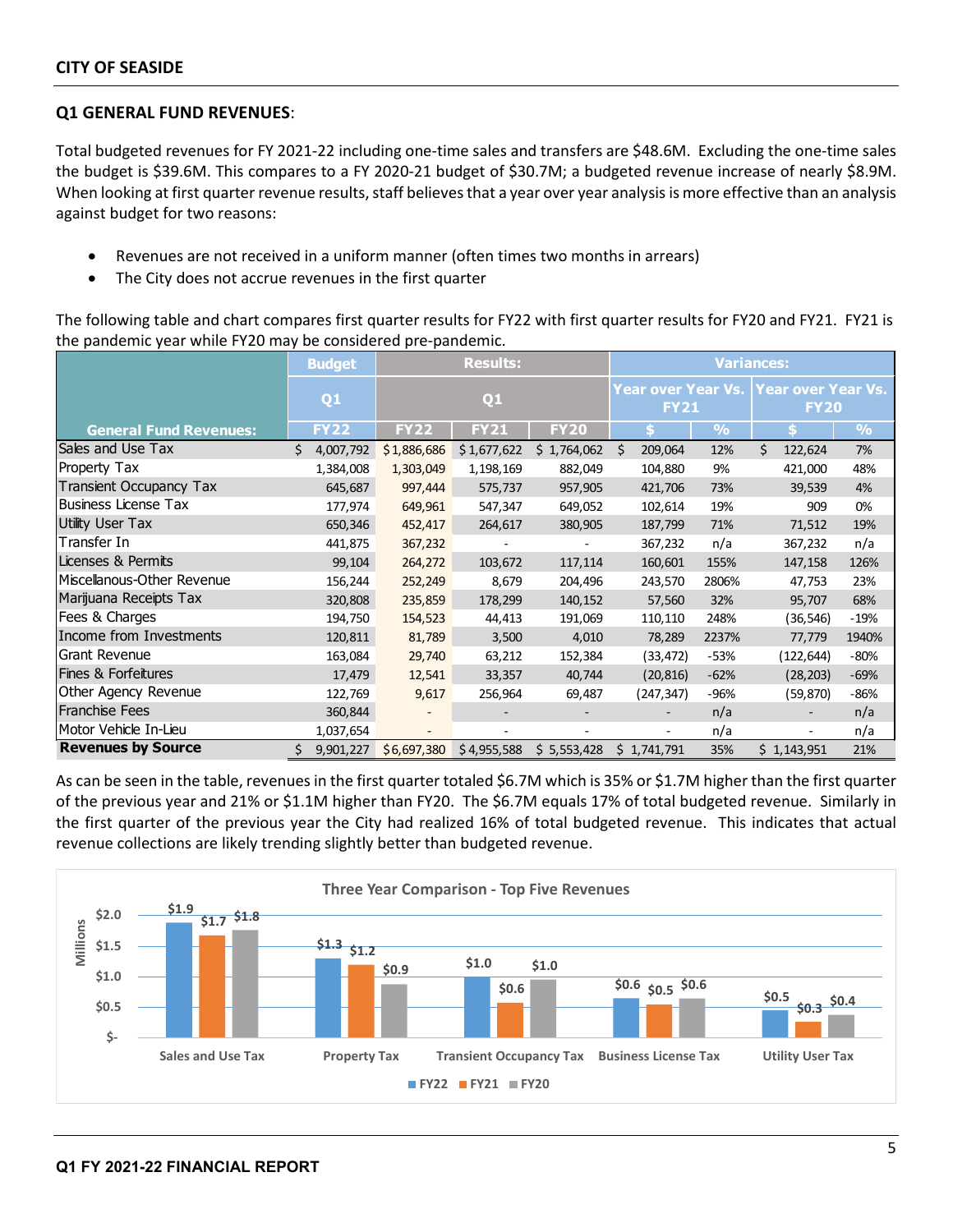**CITY OF SEASIDE**

## Q1 GENERAL FUND REVENUES:

Total budgeted revenues for FY 2021-22 including one-time sales and transfers are $48.6M. Excluding the one-time sales the budget is $39.6M. This compares to a FY 2020-21 budget of $30.7M; a budgeted revenue increase of nearly $8.9M. When looking at first quarter revenue results, staff believes that a year over year analysis is more effective than an analysis against budget for two reasons:

- Revenues are not received in a uniform manner (often times two months in arrears)
- The City does not accrue revenues in the first quarter

The following table and chart compares first quarter results for FY22 with first quarter results for FY20 and FY21. FY21 is the pandemic year while FY20 may be considered pre-pandemic.

| | Budget | Results: | | | Variances: | | | |
|---|---|---|---|---|---|---|---|---|
| | Q1 | Q1 | | | Year over Year Vs. FY21 | | Year over Year Vs. FY20 | |
| General Fund Revenues: | FY22 | FY22 | FY21 | FY20 | $ | % | $ | % |
| Sales and Use Tax | $ 4,007,792 | $ 1,886,686 | $ 1,677,622 | $ 1,764,062 | $ 209,064 | 12% | $ 122,624 | 7% |
| Property Tax | 1,384,008 | 1,303,049 | 1,198,169 | 882,049 | 104,880 | 9% | 421,000 | 48% |
| Transient Occupancy Tax | 645,687 | 997,444 | 575,737 | 957,905 | 421,706 | 73% | 39,539 | 4% |
| Business License Tax | 177,974 | 649,961 | 547,347 | 649,052 | 102,614 | 19% | 909 | 0% |
| Utility User Tax | 650,346 | 452,417 | 264,617 | 380,905 | 187,799 | 71% | 71,512 | 19% |
| Transfer In | 441,875 | 367,232 | - | - | 367,232 | n/a | 367,232 | n/a |
| Licenses & Permits | 99,104 | 264,272 | 103,672 | 117,114 | 160,601 | 155% | 147,158 | 126% |
| Miscellanous-Other Revenue | 156,244 | 252,249 | 8,679 | 204,496 | 243,570 | 2806% | 47,753 | 23% |
| Marijuana Receipts Tax | 320,808 | 235,859 | 178,299 | 140,152 | 57,560 | 32% | 95,707 | 68% |
| Fees & Charges | 194,750 | 154,523 | 44,413 | 191,069 | 110,110 | 248% | (36,546) | -19% |
| Income from Investments | 120,811 | 81,789 | 3,500 | 4,010 | 78,289 | 2237% | 77,779 | 1940% |
| Grant Revenue | 163,084 | 29,740 | 63,212 | 152,384 | (33,472) | -53% | (122,644) | -80% |
| Fines & Forfeitures | 17,479 | 12,541 | 33,357 | 40,744 | (20,816) | -62% | (28,203) | -69% |
| Other Agency Revenue | 122,769 | 9,617 | 256,964 | 69,487 | (247,347) | -96% | (59,870) | -86% |
| Franchise Fees | 360,844 | - | - | - | - | n/a | - | n/a |
| Motor Vehicle In-Lieu | 1,037,654 | - | - | - | - | n/a | - | n/a |
| **Revenues by Source** | $ 9,901,227 | $ 6,697,380 | $ 4,955,588 | $ 5,553,428 | $ 1,741,791 | 35% | $ 1,143,951 | 21% |

As can be seen in the table, revenues in the first quarter totaled $6.7M which is 35% or $1.7M higher than the first quarter of the previous year and 21% or $1.1M higher than FY20. The $6.7M equals 17% of total budgeted revenue. Similarly in the first quarter of the previous year the City had realized 16% of total budgeted revenue. This indicates that actual revenue collections are likely trending slightly better than budgeted revenue.

**Three Year Comparison - Top Five Revenues** (Millions)

| | FY22 | FY21 | FY20 |
|---|---|---|---|
| Sales and Use Tax | $1.9 | $1.7 | $1.8 |
| Property Tax | $1.3 | $1.2 | $0.9 |
| Transient Occupancy Tax | $1.0 | $0.6 | $1.0 |
| Business License Tax | $0.6 | $0.5 | $0.6 |
| Utility User Tax | $0.5 | $0.3 | $0.4 |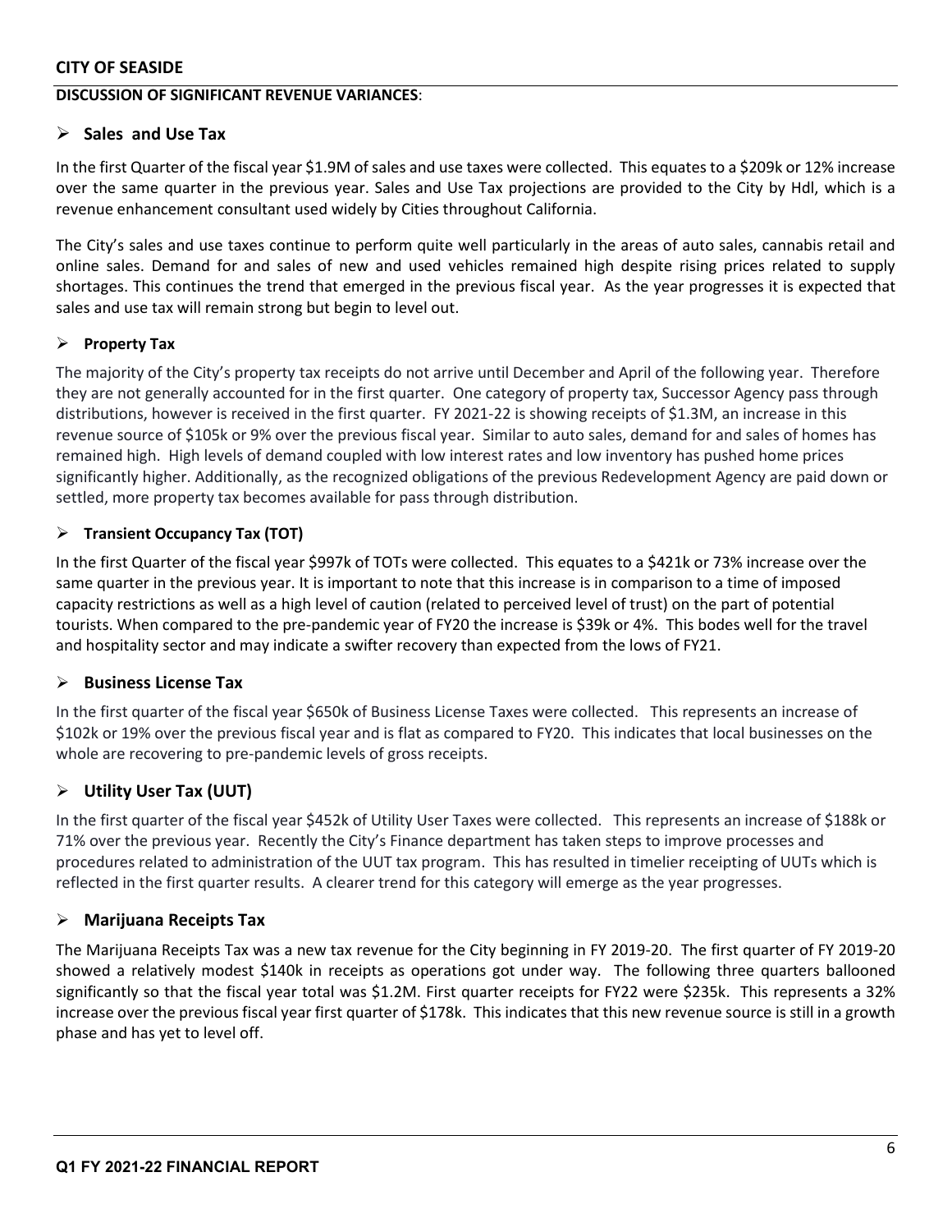**CITY OF SEASIDE**

**DISCUSSION OF SIGNIFICANT REVENUE VARIANCES**:

## Sales and Use Tax

In the first Quarter of the fiscal year $1.9M of sales and use taxes were collected. This equates to a $209k or 12% increase over the same quarter in the previous year. Sales and Use Tax projections are provided to the City by Hdl, which is a revenue enhancement consultant used widely by Cities throughout California.

The City's sales and use taxes continue to perform quite well particularly in the areas of auto sales, cannabis retail and online sales. Demand for and sales of new and used vehicles remained high despite rising prices related to supply shortages. This continues the trend that emerged in the previous fiscal year. As the year progresses it is expected that sales and use tax will remain strong but begin to level out.

### Property Tax

The majority of the City's property tax receipts do not arrive until December and April of the following year. Therefore they are not generally accounted for in the first quarter. One category of property tax, Successor Agency pass through distributions, however is received in the first quarter. FY 2021-22 is showing receipts of $1.3M, an increase in this revenue source of $105k or 9% over the previous fiscal year. Similar to auto sales, demand for and sales of homes has remained high. High levels of demand coupled with low interest rates and low inventory has pushed home prices significantly higher. Additionally, as the recognized obligations of the previous Redevelopment Agency are paid down or settled, more property tax becomes available for pass through distribution.

### Transient Occupancy Tax (TOT)

In the first Quarter of the fiscal year $997k of TOTs were collected. This equates to a $421k or 73% increase over the same quarter in the previous year. It is important to note that this increase is in comparison to a time of imposed capacity restrictions as well as a high level of caution (related to perceived level of trust) on the part of potential tourists. When compared to the pre-pandemic year of FY20 the increase is $39k or 4%. This bodes well for the travel and hospitality sector and may indicate a swifter recovery than expected from the lows of FY21.

## Business License Tax

In the first quarter of the fiscal year $650k of Business License Taxes were collected. This represents an increase of $102k or 19% over the previous fiscal year and is flat as compared to FY20. This indicates that local businesses on the whole are recovering to pre-pandemic levels of gross receipts.

## Utility User Tax (UUT)

In the first quarter of the fiscal year $452k of Utility User Taxes were collected. This represents an increase of $188k or 71% over the previous year. Recently the City's Finance department has taken steps to improve processes and procedures related to administration of the UUT tax program. This has resulted in timelier receipting of UUTs which is reflected in the first quarter results. A clearer trend for this category will emerge as the year progresses.

## Marijuana Receipts Tax

The Marijuana Receipts Tax was a new tax revenue for the City beginning in FY 2019-20. The first quarter of FY 2019-20 showed a relatively modest $140k in receipts as operations got under way. The following three quarters ballooned significantly so that the fiscal year total was $1.2M. First quarter receipts for FY22 were $235k. This represents a 32% increase over the previous fiscal year first quarter of $178k. This indicates that this new revenue source is still in a growth phase and has yet to level off.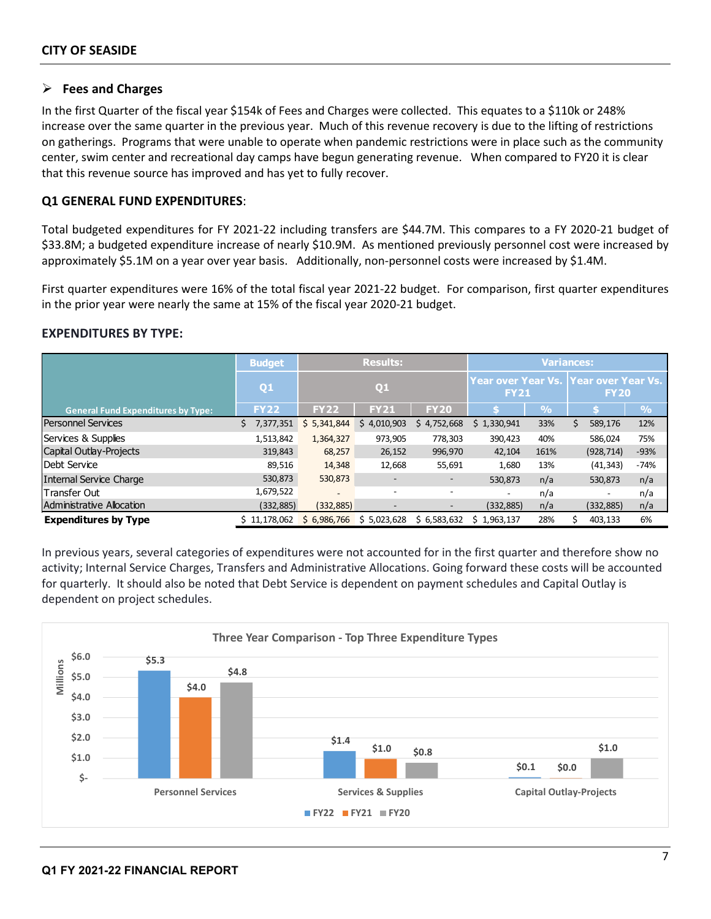- **Fees and Charges**

In the first Quarter of the fiscal year $154k of Fees and Charges were collected. This equates to a $110k or 248% increase over the same quarter in the previous year. Much of this revenue recovery is due to the lifting of restrictions on gatherings. Programs that were unable to operate when pandemic restrictions were in place such as the community center, swim center and recreational day camps have begun generating revenue. When compared to FY20 it is clear that this revenue source has improved and has yet to fully recover.

## Q1 GENERAL FUND EXPENDITURES:

Total budgeted expenditures for FY 2021-22 including transfers are $44.7M. This compares to a FY 2020-21 budget of $33.8M; a budgeted expenditure increase of nearly $10.9M. As mentioned previously personnel cost were increased by approximately $5.1M on a year over year basis. Additionally, non-personnel costs were increased by $1.4M.

First quarter expenditures were 16% of the total fiscal year 2021-22 budget. For comparison, first quarter expenditures in the prior year were nearly the same at 15% of the fiscal year 2020-21 budget.

## EXPENDITURES BY TYPE:

| | Budget | Results: | | | Variances: | | | |
|---|---|---|---|---|---|---|---|---|
| | Q1 | Q1 | | | Year over Year Vs. FY21 | | Year over Year Vs. FY20 | |
| General Fund Expenditures by Type: | FY22 | FY22 | FY21 | FY20 | $ | % | $ | % |
| Personnel Services | $ 7,377,351 | $ 5,341,844 | $ 4,010,903 | $ 4,752,668 | $ 1,330,941 | 33% | $ 589,176 | 12% |
| Services & Supplies | 1,513,842 | 1,364,327 | 973,905 | 778,303 | 390,423 | 40% | 586,024 | 75% |
| Capital Outlay-Projects | 319,843 | 68,257 | 26,152 | 996,970 | 42,104 | 161% | (928,714) | -93% |
| Debt Service | 89,516 | 14,348 | 12,668 | 55,691 | 1,680 | 13% | (41,343) | -74% |
| Internal Service Charge | 530,873 | 530,873 | - | - | 530,873 | n/a | 530,873 | n/a |
| Transfer Out | 1,679,522 | - | - | - | - | n/a | - | n/a |
| Administrative Allocation | (332,885) | (332,885) | - | - | (332,885) | n/a | (332,885) | n/a |
| **Expenditures by Type** | $ 11,178,062 | $ 6,986,766 | $ 5,023,628 | $ 6,583,632 | $ 1,963,137 | 28% | $ 403,133 | 6% |

In previous years, several categories of expenditures were not accounted for in the first quarter and therefore show no activity; Internal Service Charges, Transfers and Administrative Allocations. Going forward these costs will be accounted for quarterly. It should also be noted that Debt Service is dependent on payment schedules and Capital Outlay is dependent on project schedules.

**Three Year Comparison - Top Three Expenditure Types** (Millions)

| | FY22 | FY21 | FY20 |
|---|---|---|---|
| Personnel Services | $5.3 | $4.0 | $4.8 |
| Services & Supplies | $1.4 | $1.0 | $0.8 |
| Capital Outlay-Projects | $0.1 | $0.0 | $1.0 |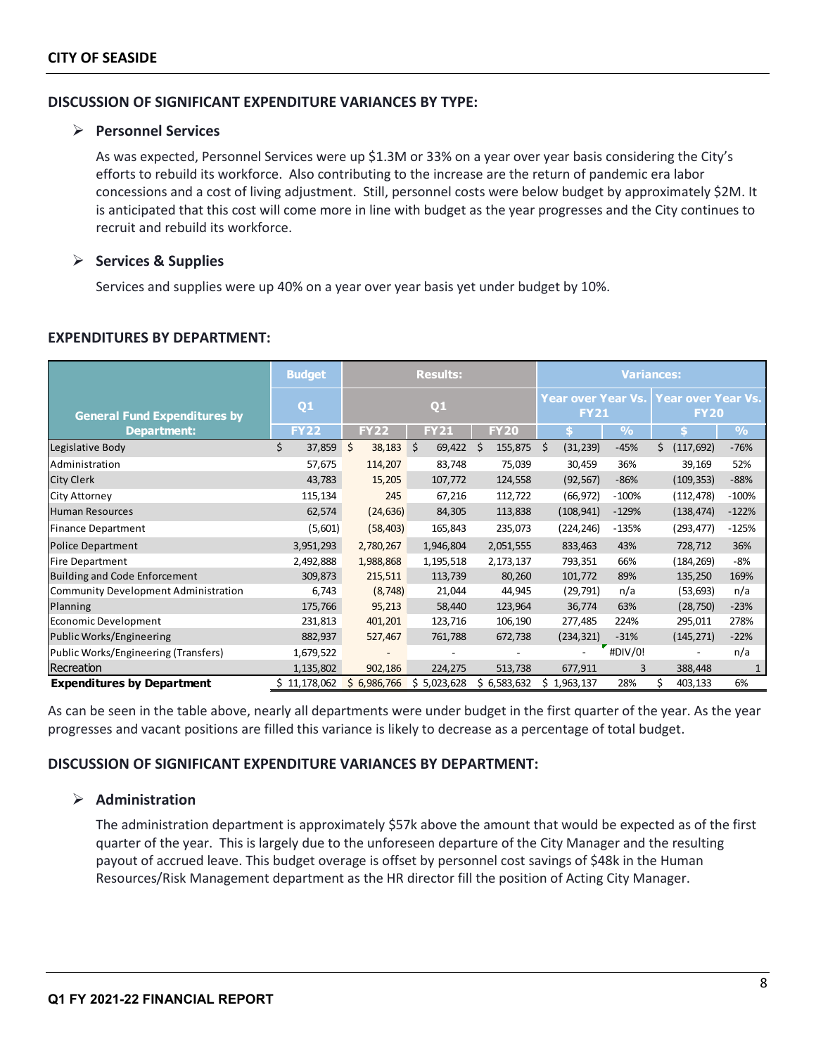## DISCUSSION OF SIGNIFICANT EXPENDITURE VARIANCES BY TYPE:

- **Personnel Services**

  As was expected, Personnel Services were up $1.3M or 33% on a year over year basis considering the City's efforts to rebuild its workforce. Also contributing to the increase are the return of pandemic era labor concessions and a cost of living adjustment. Still, personnel costs were below budget by approximately $2M. It is anticipated that this cost will come more in line with budget as the year progresses and the City continues to recruit and rebuild its workforce.

- **Services & Supplies**

  Services and supplies were up 40% on a year over year basis yet under budget by 10%.

## EXPENDITURES BY DEPARTMENT:

| General Fund Expenditures by Department: | Budget | Results: | | | Variances: | | | |
|---|---|---|---|---|---|---|---|---|
| | Q1 | Q1 | | | Year over Year Vs. FY21 | | Year over Year Vs. FY20 | |
| | FY22 | FY22 | FY21 | FY20 | $ | % | $ | % |
| Legislative Body | $ 37,859 | $ 38,183 | $ 69,422 | $ 155,875 | $ (31,239) | -45% | $ (117,692) | -76% |
| Administration | 57,675 | 114,207 | 83,748 | 75,039 | 30,459 | 36% | 39,169 | 52% |
| City Clerk | 43,783 | 15,205 | 107,772 | 124,558 | (92,567) | -86% | (109,353) | -88% |
| City Attorney | 115,134 | 245 | 67,216 | 112,722 | (66,972) | -100% | (112,478) | -100% |
| Human Resources | 62,574 | (24,636) | 84,305 | 113,838 | (108,941) | -129% | (138,474) | -122% |
| Finance Department | (5,601) | (58,403) | 165,843 | 235,073 | (224,246) | -135% | (293,477) | -125% |
| Police Department | 3,951,293 | 2,780,267 | 1,946,804 | 2,051,555 | 833,463 | 43% | 728,712 | 36% |
| Fire Department | 2,492,888 | 1,988,868 | 1,195,518 | 2,173,137 | 793,351 | 66% | (184,269) | -8% |
| Building and Code Enforcement | 309,873 | 215,511 | 113,739 | 80,260 | 101,772 | 89% | 135,250 | 169% |
| Community Development Administration | 6,743 | (8,748) | 21,044 | 44,945 | (29,791) | n/a | (53,693) | n/a |
| Planning | 175,766 | 95,213 | 58,440 | 123,964 | 36,774 | 63% | (28,750) | -23% |
| Economic Development | 231,813 | 401,201 | 123,716 | 106,190 | 277,485 | 224% | 295,011 | 278% |
| Public Works/Engineering | 882,937 | 527,467 | 761,788 | 672,738 | (234,321) | -31% | (145,271) | -22% |
| Public Works/Engineering (Transfers) | 1,679,522 | - | - | - | - | #DIV/0! | - | n/a |
| Recreation | 1,135,802 | 902,186 | 224,275 | 513,738 | 677,911 | 3 | 388,448 | 1 |
| **Expenditures by Department** | $ 11,178,062 | $ 6,986,766 | $ 5,023,628 | $ 6,583,632 | $ 1,963,137 | 28% | $ 403,133 | 6% |

As can be seen in the table above, nearly all departments were under budget in the first quarter of the year. As the year progresses and vacant positions are filled this variance is likely to decrease as a percentage of total budget.

## DISCUSSION OF SIGNIFICANT EXPENDITURE VARIANCES BY DEPARTMENT:

- **Administration**

  The administration department is approximately $57k above the amount that would be expected as of the first quarter of the year. This is largely due to the unforeseen departure of the City Manager and the resulting payout of accrued leave. This budget overage is offset by personnel cost savings of $48k in the Human Resources/Risk Management department as the HR director fill the position of Acting City Manager.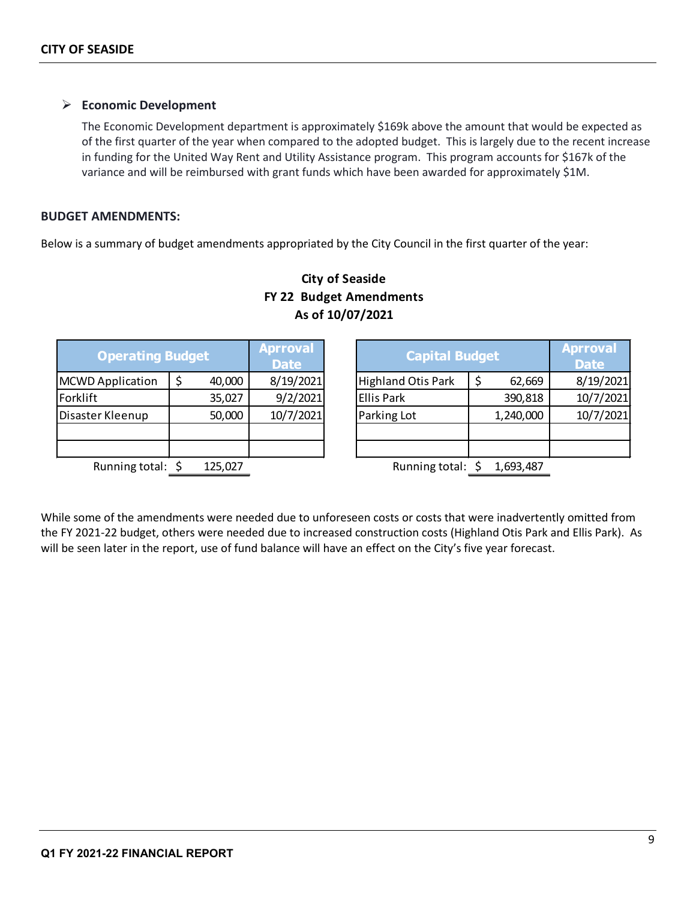- **Economic Development**

  The Economic Development department is approximately $169k above the amount that would be expected as of the first quarter of the year when compared to the adopted budget. This is largely due to the recent increase in funding for the United Way Rent and Utility Assistance program. This program accounts for $167k of the variance and will be reimbursed with grant funds which have been awarded for approximately $1M.

**BUDGET AMENDMENTS:**

Below is a summary of budget amendments appropriated by the City Council in the first quarter of the year:

**City of Seaside**
**FY 22 Budget Amendments**
**As of 10/07/2021**

| Operating Budget | | Arpproval Date |
|---|---|---|
| MCWD Application | $ 40,000 | 8/19/2021 |
| Forklift | 35,027 | 9/2/2021 |
| Disaster Kleenup | 50,000 | 10/7/2021 |
| | | |
| | | |
| Running total: | $ 125,027 | |

| Capital Budget | | Arpproval Date |
|---|---|---|
| Highland Otis Park | $ 62,669 | 8/19/2021 |
| Ellis Park | 390,818 | 10/7/2021 |
| Parking Lot | 1,240,000 | 10/7/2021 |
| | | |
| | | |
| Running total: | $ 1,693,487 | |

While some of the amendments were needed due to unforeseen costs or costs that were inadvertently omitted from the FY 2021-22 budget, others were needed due to increased construction costs (Highland Otis Park and Ellis Park). As will be seen later in the report, use of fund balance will have an effect on the City's five year forecast.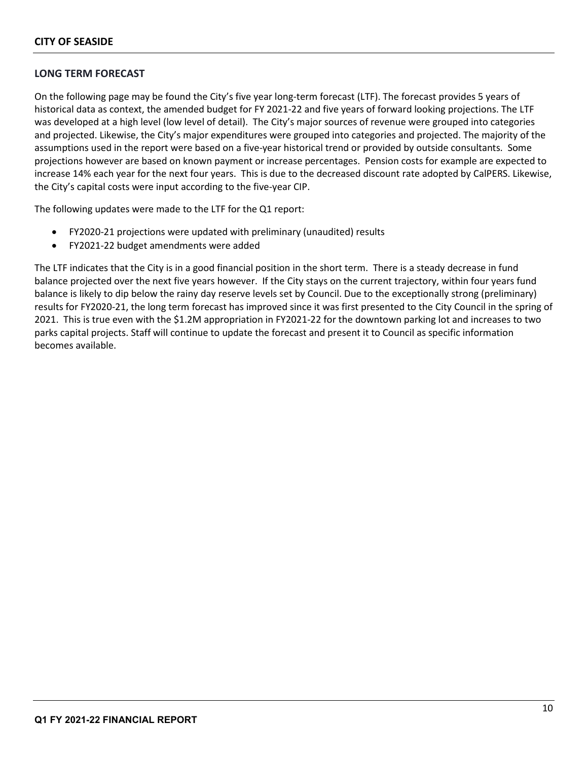## LONG TERM FORECAST

On the following page may be found the City's five year long-term forecast (LTF). The forecast provides 5 years of historical data as context, the amended budget for FY 2021-22 and five years of forward looking projections. The LTF was developed at a high level (low level of detail). The City's major sources of revenue were grouped into categories and projected. Likewise, the City's major expenditures were grouped into categories and projected. The majority of the assumptions used in the report were based on a five-year historical trend or provided by outside consultants. Some projections however are based on known payment or increase percentages. Pension costs for example are expected to increase 14% each year for the next four years. This is due to the decreased discount rate adopted by CalPERS. Likewise, the City's capital costs were input according to the five-year CIP.

The following updates were made to the LTF for the Q1 report:

- FY2020-21 projections were updated with preliminary (unaudited) results
- FY2021-22 budget amendments were added

The LTF indicates that the City is in a good financial position in the short term. There is a steady decrease in fund balance projected over the next five years however. If the City stays on the current trajectory, within four years fund balance is likely to dip below the rainy day reserve levels set by Council. Due to the exceptionally strong (preliminary) results for FY2020-21, the long term forecast has improved since it was first presented to the City Council in the spring of 2021. This is true even with the $1.2M appropriation in FY2021-22 for the downtown parking lot and increases to two parks capital projects. Staff will continue to update the forecast and present it to Council as specific information becomes available.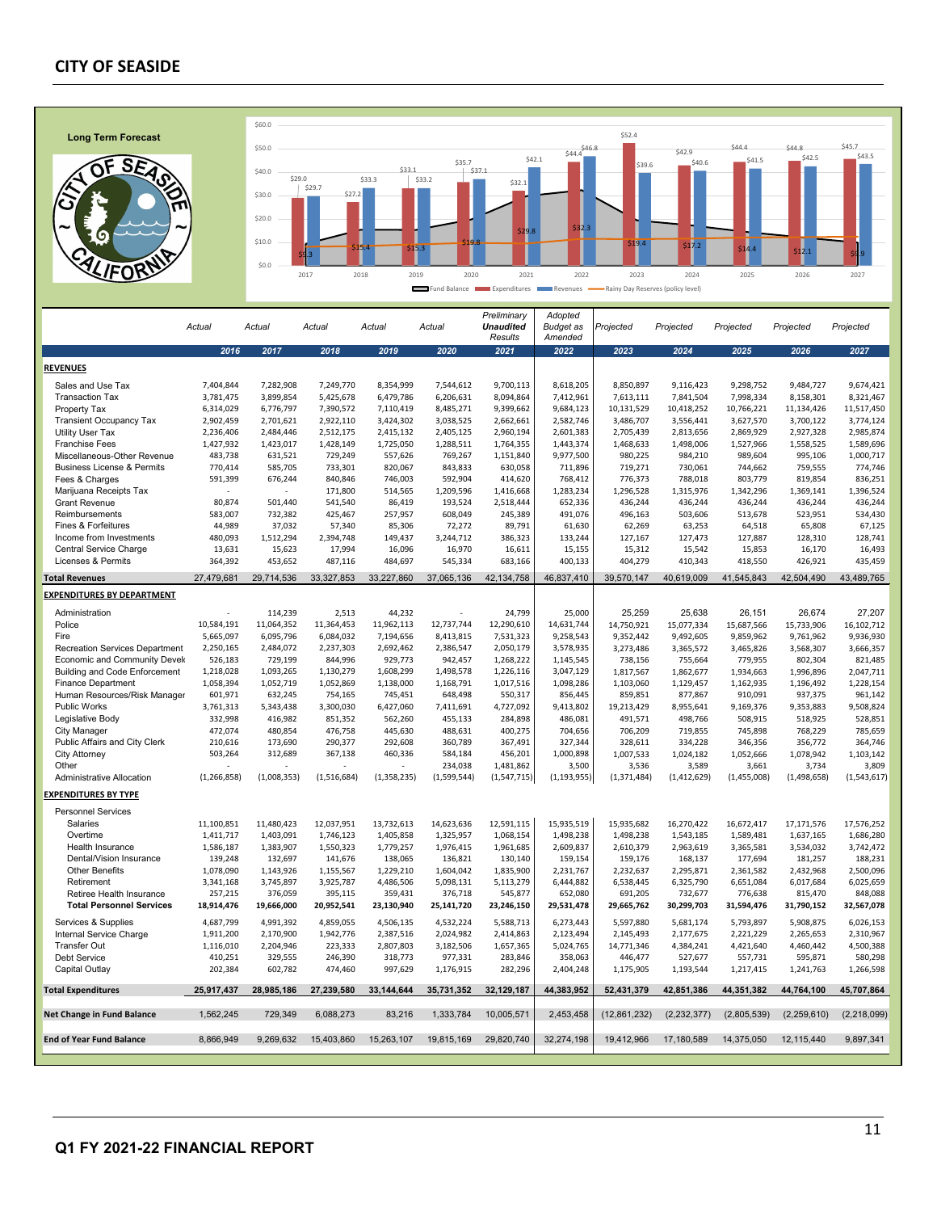## Long Term Forecast

| | Actual | Actual | Actual | Actual | Actual | Preliminary *Unaudited* Results | Adopted Budget as Amended | Projected | Projected | Projected | Projected | Projected |
|---|---|---|---|---|---|---|---|---|---|---|---|---|
| | 2016 | 2017 | 2018 | 2019 | 2020 | 2021 | 2022 | 2023 | 2024 | 2025 | 2026 | 2027 |
| **REVENUES** | | | | | | | | | | | | |
| Sales and Use Tax | 7,404,844 | 7,282,908 | 7,249,770 | 8,354,999 | 7,544,612 | 9,700,113 | 8,618,205 | 8,850,897 | 9,116,423 | 9,298,752 | 9,484,727 | 9,674,421 |
| Transaction Tax | 3,781,475 | 3,899,854 | 5,425,678 | 6,479,786 | 6,206,631 | 8,094,864 | 7,412,961 | 7,613,111 | 7,841,504 | 7,998,334 | 8,158,301 | 8,321,467 |
| Property Tax | 6,314,029 | 6,776,797 | 7,390,572 | 7,110,419 | 8,485,271 | 9,399,662 | 9,684,123 | 10,131,529 | 10,418,252 | 10,766,221 | 11,134,426 | 11,517,450 |
| Transient Occupancy Tax | 2,902,459 | 2,701,621 | 2,922,110 | 3,424,302 | 3,038,525 | 2,662,661 | 2,582,746 | 3,486,707 | 3,556,441 | 3,627,570 | 3,700,122 | 3,774,124 |
| Utility User Tax | 2,236,406 | 2,484,446 | 2,512,175 | 2,415,132 | 2,405,125 | 2,960,194 | 2,601,383 | 2,705,439 | 2,813,656 | 2,869,929 | 2,927,328 | 2,985,874 |
| Franchise Fees | 1,427,932 | 1,423,017 | 1,428,149 | 1,725,050 | 1,288,511 | 1,764,355 | 1,443,374 | 1,468,633 | 1,498,006 | 1,527,966 | 1,558,525 | 1,589,696 |
| Miscellaneous-Other Revenue | 483,738 | 631,521 | 729,249 | 557,626 | 769,267 | 1,151,840 | 9,977,500 | 980,225 | 984,210 | 989,604 | 995,106 | 1,000,717 |
| Business License & Permits | 770,414 | 585,705 | 733,301 | 820,067 | 843,833 | 630,058 | 711,896 | 719,271 | 730,061 | 744,662 | 759,555 | 774,746 |
| Fees & Charges | 591,399 | 676,244 | 840,846 | 746,003 | 592,904 | 414,620 | 768,412 | 776,373 | 788,018 | 803,779 | 819,854 | 836,251 |
| Marijuana Receipts Tax | - | - | 171,800 | 514,565 | 1,209,596 | 1,416,668 | 1,283,234 | 1,296,528 | 1,315,976 | 1,342,296 | 1,369,141 | 1,396,524 |
| Grant Revenue | 80,874 | 501,440 | 541,540 | 86,419 | 193,524 | 2,518,444 | 652,336 | 436,244 | 436,244 | 436,244 | 436,244 | 436,244 |
| Reimbursements | 583,007 | 732,382 | 425,467 | 257,957 | 608,049 | 245,389 | 491,076 | 496,163 | 503,606 | 513,678 | 523,951 | 534,430 |
| Fines & Forfeitures | 44,989 | 37,032 | 57,340 | 85,306 | 72,272 | 89,791 | 61,630 | 62,269 | 63,253 | 64,518 | 65,808 | 67,125 |
| Income from Investments | 480,093 | 1,512,294 | 2,394,748 | 149,437 | 3,244,712 | 386,323 | 133,244 | 127,167 | 127,473 | 127,887 | 128,310 | 128,741 |
| Central Service Charge | 13,631 | 15,623 | 17,994 | 16,096 | 16,970 | 16,611 | 15,155 | 15,312 | 15,542 | 15,853 | 16,170 | 16,493 |
| Licenses & Permits | 364,392 | 453,652 | 487,116 | 484,697 | 545,334 | 683,166 | 400,133 | 404,279 | 410,343 | 418,550 | 426,921 | 435,459 |
| **Total Revenues** | 27,479,681 | 29,714,536 | 33,327,853 | 33,227,860 | 37,065,136 | 42,134,758 | 46,837,410 | 39,570,147 | 40,619,009 | 41,545,843 | 42,504,490 | 43,489,765 |
| **EXPENDITURES BY DEPARTMENT** | | | | | | | | | | | | |
| Administration | - | 114,239 | 2,513 | 44,232 | - | 24,799 | 25,000 | 25,259 | 25,638 | 26,151 | 26,674 | 27,207 |
| Police | 10,584,191 | 11,064,352 | 11,364,453 | 11,962,113 | 12,737,744 | 12,290,610 | 14,631,744 | 14,750,921 | 15,077,334 | 15,687,566 | 15,733,906 | 16,102,712 |
| Fire | 5,665,097 | 6,095,796 | 6,084,032 | 7,194,656 | 8,413,815 | 7,531,323 | 9,258,543 | 9,352,442 | 9,492,605 | 9,859,962 | 9,761,962 | 9,936,930 |
| Recreation Services Department | 2,250,165 | 2,484,072 | 2,237,303 | 2,692,462 | 2,386,547 | 2,050,179 | 3,578,935 | 3,273,486 | 3,365,572 | 3,465,826 | 3,568,307 | 3,666,357 |
| Economic and Community Devel | 526,183 | 729,199 | 844,996 | 929,773 | 942,457 | 1,268,222 | 1,145,545 | 738,156 | 755,664 | 779,955 | 802,304 | 821,485 |
| Building and Code Enforcement | 1,218,028 | 1,093,265 | 1,130,279 | 1,608,299 | 1,498,578 | 1,226,116 | 3,047,129 | 1,817,567 | 1,862,677 | 1,934,663 | 1,996,896 | 2,047,711 |
| Finance Department | 1,058,394 | 1,052,719 | 1,052,869 | 1,138,000 | 1,168,791 | 1,017,516 | 1,098,286 | 1,103,060 | 1,129,457 | 1,162,935 | 1,196,492 | 1,228,154 |
| Human Resources/Risk Manager | 601,971 | 632,245 | 754,165 | 745,451 | 648,498 | 550,317 | 856,445 | 859,851 | 877,867 | 910,091 | 937,375 | 961,142 |
| Public Works | 3,761,313 | 5,343,438 | 3,300,030 | 6,427,060 | 7,411,691 | 4,727,092 | 9,413,802 | 19,213,429 | 8,955,641 | 9,169,376 | 9,353,883 | 9,508,824 |
| Legislative Body | 332,998 | 416,982 | 851,352 | 562,260 | 455,133 | 284,898 | 486,081 | 491,571 | 498,766 | 508,915 | 518,925 | 528,851 |
| City Manager | 472,074 | 480,854 | 476,758 | 445,630 | 488,631 | 400,275 | 704,656 | 706,209 | 719,855 | 745,898 | 768,229 | 785,659 |
| Public Affairs and City Clerk | 210,616 | 173,690 | 290,377 | 292,608 | 360,789 | 367,491 | 327,344 | 328,611 | 334,228 | 346,356 | 356,772 | 364,746 |
| City Attorney | 503,264 | 312,689 | 367,138 | 460,336 | 584,184 | 456,201 | 1,000,898 | 1,007,533 | 1,024,182 | 1,052,666 | 1,078,942 | 1,103,142 |
| Other | - | - | - | - | 234,038 | 1,481,862 | 3,500 | 3,536 | 3,589 | 3,661 | 3,734 | 3,809 |
| Administrative Allocation | (1,266,858) | (1,008,353) | (1,516,684) | (1,358,235) | (1,599,544) | (1,547,715) | (1,193,955) | (1,371,484) | (1,412,629) | (1,455,008) | (1,498,658) | (1,543,617) |
| **EXPENDITURES BY TYPE** | | | | | | | | | | | | |
| Personnel Services | | | | | | | | | | | | |
| Salaries | 11,100,851 | 11,480,423 | 12,037,951 | 13,732,613 | 14,623,636 | 12,591,115 | 15,935,519 | 15,935,682 | 16,270,422 | 16,672,417 | 17,171,576 | 17,576,252 |
| Overtime | 1,411,717 | 1,403,091 | 1,746,123 | 1,405,858 | 1,325,957 | 1,068,154 | 1,498,238 | 1,498,238 | 1,543,185 | 1,589,481 | 1,637,165 | 1,686,280 |
| Health Insurance | 1,586,187 | 1,383,907 | 1,550,323 | 1,779,257 | 1,976,415 | 1,961,685 | 2,609,837 | 2,610,379 | 2,963,619 | 3,365,581 | 3,534,032 | 3,742,472 |
| Dental/Vision Insurance | 139,248 | 132,697 | 141,676 | 138,065 | 136,821 | 130,140 | 159,154 | 159,176 | 168,137 | 177,694 | 181,257 | 188,231 |
| Other Benefits | 1,078,090 | 1,143,926 | 1,155,567 | 1,229,210 | 1,604,042 | 1,835,900 | 2,231,767 | 2,232,637 | 2,295,871 | 2,361,582 | 2,432,968 | 2,500,096 |
| Retirement | 3,341,168 | 3,745,897 | 3,925,787 | 4,486,506 | 5,098,131 | 5,113,279 | 6,444,882 | 6,538,445 | 6,325,790 | 6,651,084 | 6,017,684 | 6,025,659 |
| Retiree Health Insurance | 257,215 | 376,059 | 395,115 | 359,431 | 376,718 | 545,877 | 652,080 | 691,205 | 732,677 | 776,638 | 815,470 | 848,088 |
| **Total Personnel Services** | 18,914,476 | 19,666,000 | 20,952,541 | 23,130,940 | 25,141,720 | 23,246,150 | 29,531,478 | 29,665,762 | 30,299,703 | 31,594,476 | 31,790,152 | 32,567,078 |
| Services & Supplies | 4,687,799 | 4,991,392 | 4,859,055 | 4,506,135 | 4,532,224 | 5,588,713 | 6,273,443 | 5,597,880 | 5,681,174 | 5,793,897 | 5,908,875 | 6,026,153 |
| Internal Service Charge | 1,911,200 | 2,170,900 | 1,942,776 | 2,387,516 | 2,024,982 | 2,414,863 | 2,123,494 | 2,145,493 | 2,177,675 | 2,221,229 | 2,265,653 | 2,310,967 |
| Transfer Out | 1,116,010 | 2,204,946 | 223,333 | 2,807,803 | 3,182,506 | 1,657,365 | 5,024,765 | 14,771,346 | 4,384,241 | 4,421,640 | 4,460,442 | 4,500,388 |
| Debt Service | 410,251 | 329,555 | 246,390 | 318,773 | 977,331 | 283,846 | 358,063 | 446,477 | 527,677 | 557,731 | 595,871 | 580,298 |
| Capital Outlay | 202,384 | 602,782 | 474,460 | 997,629 | 1,176,915 | 282,296 | 2,404,248 | 1,175,905 | 1,193,544 | 1,217,415 | 1,241,763 | 1,266,598 |
| **Total Expenditures** | 25,917,437 | 28,985,186 | 27,239,580 | 33,144,644 | 35,731,352 | 32,129,187 | 44,383,952 | 52,431,379 | 42,851,386 | 44,351,382 | 44,764,100 | 45,707,864 |
| **Net Change in Fund Balance** | 1,562,245 | 729,349 | 6,088,273 | 83,216 | 1,333,784 | 10,005,571 | 2,453,458 | (12,861,232) | (2,232,377) | (2,805,539) | (2,259,610) | (2,218,099) |
| **End of Year Fund Balance** | 8,866,949 | 9,269,632 | 15,403,860 | 15,263,107 | 19,815,169 | 29,820,740 | 32,274,198 | 19,412,966 | 17,180,589 | 14,375,050 | 12,115,440 | 9,897,341 |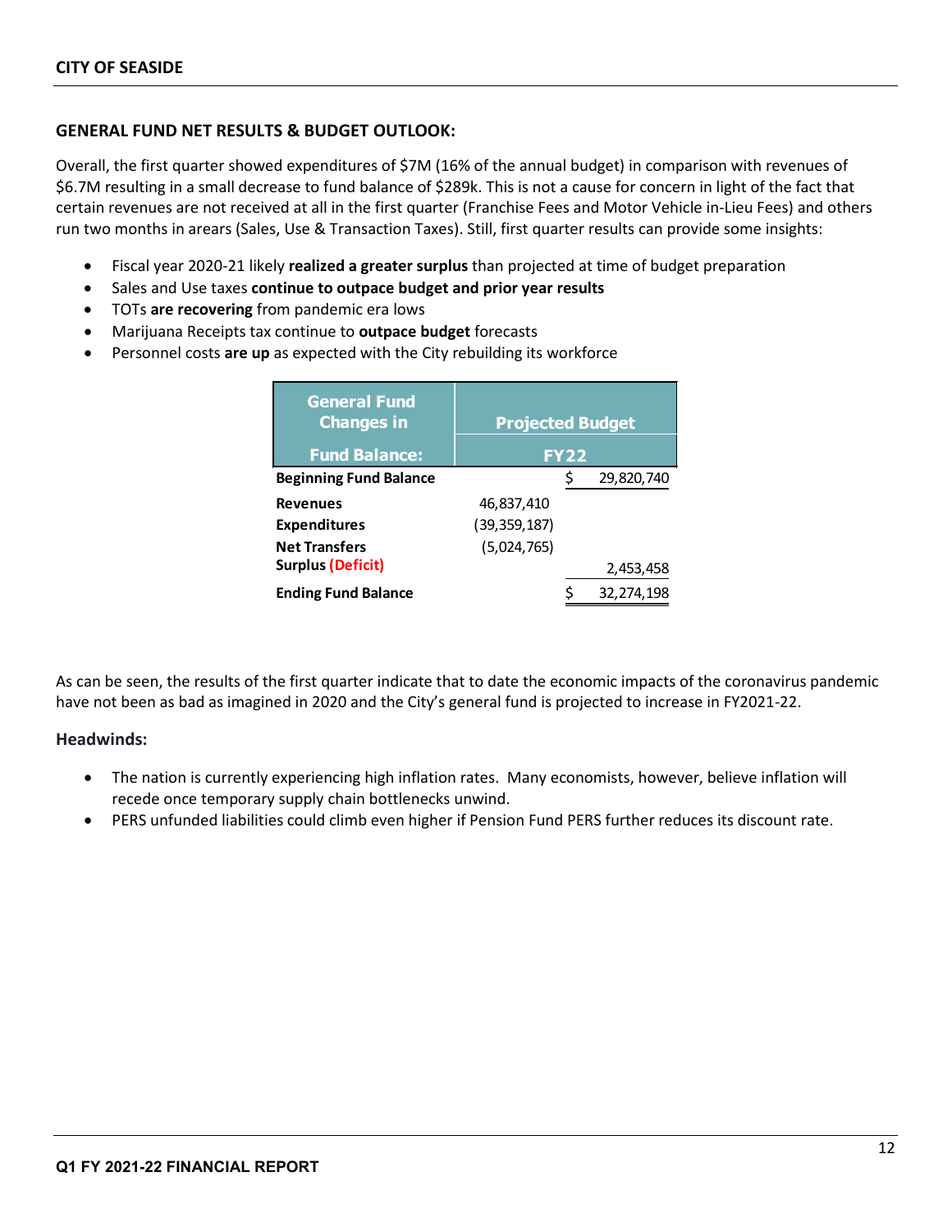## GENERAL FUND NET RESULTS & BUDGET OUTLOOK:

Overall, the first quarter showed expenditures of $7M (16% of the annual budget) in comparison with revenues of $6.7M resulting in a small decrease to fund balance of $289k. This is not a cause for concern in light of the fact that certain revenues are not received at all in the first quarter (Franchise Fees and Motor Vehicle in-Lieu Fees) and others run two months in arears (Sales, Use & Transaction Taxes). Still, first quarter results can provide some insights:

- Fiscal year 2020-21 likely **realized a greater surplus** than projected at time of budget preparation
- Sales and Use taxes **continue to outpace budget and prior year results**
- TOTs **are recovering** from pandemic era lows
- Marijuana Receipts tax continue to **outpace budget** forecasts
- Personnel costs **are up** as expected with the City rebuilding its workforce

| General Fund Changes in Fund Balance: | Projected Budget FY22 | |
|---|---|---|
| **Beginning Fund Balance** | | $ 29,820,740 |
| **Revenues** | 46,837,410 | |
| **Expenditures** | (39,359,187) | |
| **Net Transfers** | (5,024,765) | |
| **Surplus (Deficit)** | | 2,453,458 |
| **Ending Fund Balance** | | $ 32,274,198 |

As can be seen, the results of the first quarter indicate that to date the economic impacts of the coronavirus pandemic have not been as bad as imagined in 2020 and the City's general fund is projected to increase in FY2021-22.

### Headwinds:

- The nation is currently experiencing high inflation rates. Many economists, however, believe inflation will recede once temporary supply chain bottlenecks unwind.
- PERS unfunded liabilities could climb even higher if Pension Fund PERS further reduces its discount rate.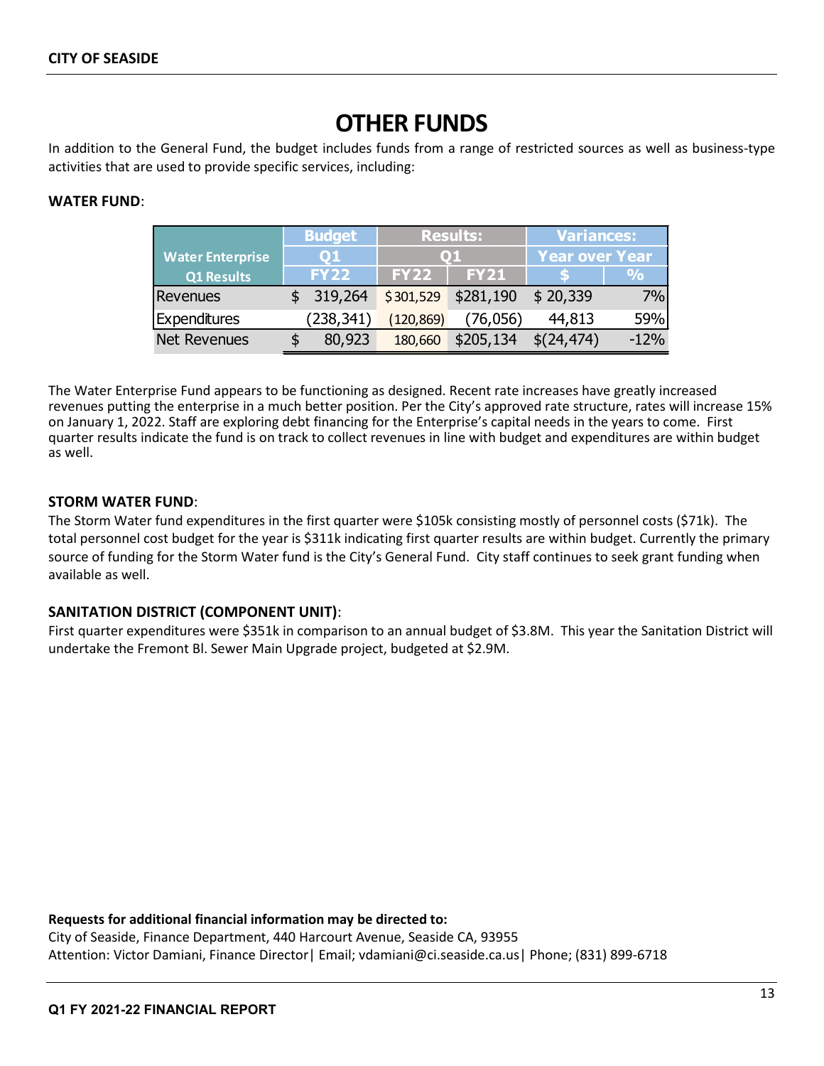# OTHER FUNDS

In addition to the General Fund, the budget includes funds from a range of restricted sources as well as business-type activities that are used to provide specific services, including:

**WATER FUND**:

| Water Enterprise Q1 Results | Budget Q1 FY22 | Results: Q1 | | Variances: Year over Year | |
|---|---|---|---|---|---|
| | | FY22 | FY21 | $ | % |
| Revenues | $ 319,264 | $ 301,529 | $281,190 | $ 20,339 | 7% |
| Expenditures | (238,341) | (120,869) | (76,056) | 44,813 | 59% |
| Net Revenues | $ 80,923 | 180,660 | $205,134 | $(24,474) | -12% |

The Water Enterprise Fund appears to be functioning as designed. Recent rate increases have greatly increased revenues putting the enterprise in a much better position. Per the City's approved rate structure, rates will increase 15% on January 1, 2022. Staff are exploring debt financing for the Enterprise's capital needs in the years to come. First quarter results indicate the fund is on track to collect revenues in line with budget and expenditures are within budget as well.

**STORM WATER FUND**:

The Storm Water fund expenditures in the first quarter were $105k consisting mostly of personnel costs ($71k). The total personnel cost budget for the year is $311k indicating first quarter results are within budget. Currently the primary source of funding for the Storm Water fund is the City's General Fund. City staff continues to seek grant funding when available as well.

**SANITATION DISTRICT (COMPONENT UNIT)**:

First quarter expenditures were $351k in comparison to an annual budget of $3.8M. This year the Sanitation District will undertake the Fremont Bl. Sewer Main Upgrade project, budgeted at $2.9M.

**Requests for additional financial information may be directed to:**

City of Seaside, Finance Department, 440 Harcourt Avenue, Seaside CA, 93955

Attention: Victor Damiani, Finance Director| Email; vdamiani@ci.seaside.ca.us| Phone; (831) 899-6718